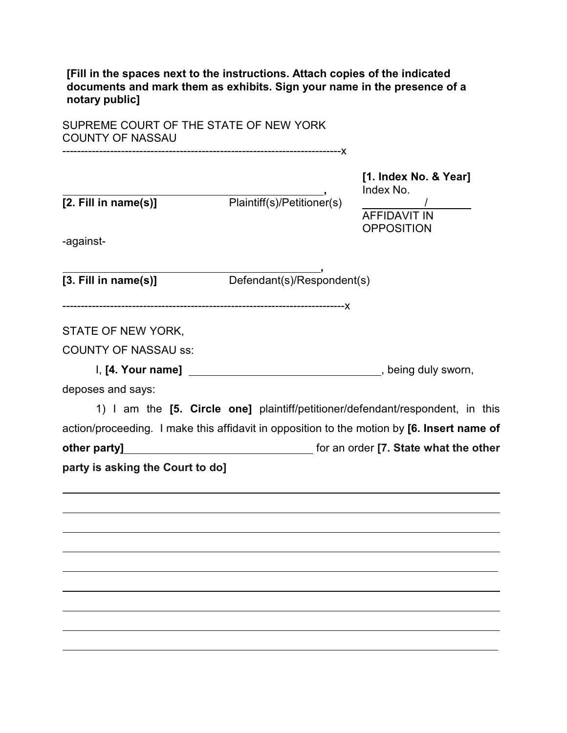**[Fill in the spaces next to the instructions. Attach copies of the indicated documents and mark them as exhibits. Sign your name in the presence of a notary public]**

SUPREME COURT OF THE STATE OF NEW YORK
COUNTY OF NASSAU

---------------------------------------------------------------------------x

**[1. Index No. & Year]**
Index No. ________/________

______________________________________________,
**[2. Fill in name(s)]** Plaintiff(s)/Petitioner(s)

AFFIDAVIT IN OPPOSITION

-against-

______________________________________________,
**[3. Fill in name(s)]** Defendant(s)/Respondent(s)

---------------------------------------------------------------------------x

STATE OF NEW YORK,

COUNTY OF NASSAU ss:

I, **[4. Your name]** ________________________________, being duly sworn, deposes and says:

1) I am the **[5. Circle one]** plaintiff/petitioner/defendant/respondent, in this action/proceeding. I make this affidavit in opposition to the motion by **[6. Insert name of other party]**________________________________ for an order **[7. State what the other party is asking the Court to do]**

_______________________________________________________________________________

_______________________________________________________________________________

_______________________________________________________________________________

_______________________________________________________________________________

_______________________________________________________________________________

_______________________________________________________________________________

_______________________________________________________________________________

_______________________________________________________________________________

_______________________________________________________________________________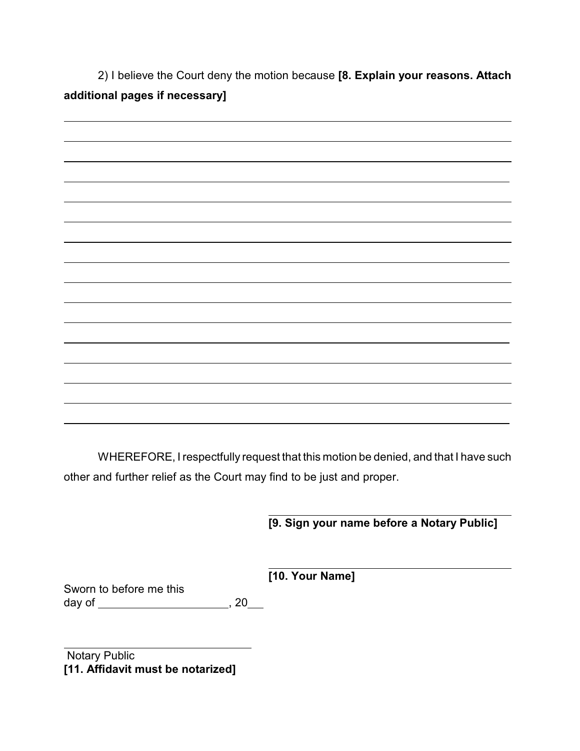2) I believe the Court deny the motion because **[8. Explain your reasons. Attach additional pages if necessary]**

\_\_\_\_\_\_\_\_\_\_\_\_\_\_\_\_\_\_\_\_\_\_\_\_\_\_\_\_\_\_\_\_\_\_\_\_\_\_\_\_\_\_\_\_\_\_\_\_\_\_\_\_\_\_\_\_\_\_\_\_\_\_\_\_\_\_\_\_\_\_\_\_

\_\_\_\_\_\_\_\_\_\_\_\_\_\_\_\_\_\_\_\_\_\_\_\_\_\_\_\_\_\_\_\_\_\_\_\_\_\_\_\_\_\_\_\_\_\_\_\_\_\_\_\_\_\_\_\_\_\_\_\_\_\_\_\_\_\_\_\_\_\_\_\_

\_\_\_\_\_\_\_\_\_\_\_\_\_\_\_\_\_\_\_\_\_\_\_\_\_\_\_\_\_\_\_\_\_\_\_\_\_\_\_\_\_\_\_\_\_\_\_\_\_\_\_\_\_\_\_\_\_\_\_\_\_\_\_\_\_\_\_\_\_\_\_\_

\_\_\_\_\_\_\_\_\_\_\_\_\_\_\_\_\_\_\_\_\_\_\_\_\_\_\_\_\_\_\_\_\_\_\_\_\_\_\_\_\_\_\_\_\_\_\_\_\_\_\_\_\_\_\_\_\_\_\_\_\_\_\_\_\_\_\_\_\_\_\_\_

\_\_\_\_\_\_\_\_\_\_\_\_\_\_\_\_\_\_\_\_\_\_\_\_\_\_\_\_\_\_\_\_\_\_\_\_\_\_\_\_\_\_\_\_\_\_\_\_\_\_\_\_\_\_\_\_\_\_\_\_\_\_\_\_\_\_\_\_\_\_\_\_

\_\_\_\_\_\_\_\_\_\_\_\_\_\_\_\_\_\_\_\_\_\_\_\_\_\_\_\_\_\_\_\_\_\_\_\_\_\_\_\_\_\_\_\_\_\_\_\_\_\_\_\_\_\_\_\_\_\_\_\_\_\_\_\_\_\_\_\_\_\_\_\_

\_\_\_\_\_\_\_\_\_\_\_\_\_\_\_\_\_\_\_\_\_\_\_\_\_\_\_\_\_\_\_\_\_\_\_\_\_\_\_\_\_\_\_\_\_\_\_\_\_\_\_\_\_\_\_\_\_\_\_\_\_\_\_\_\_\_\_\_\_\_\_\_

\_\_\_\_\_\_\_\_\_\_\_\_\_\_\_\_\_\_\_\_\_\_\_\_\_\_\_\_\_\_\_\_\_\_\_\_\_\_\_\_\_\_\_\_\_\_\_\_\_\_\_\_\_\_\_\_\_\_\_\_\_\_\_\_\_\_\_\_\_\_\_\_

\_\_\_\_\_\_\_\_\_\_\_\_\_\_\_\_\_\_\_\_\_\_\_\_\_\_\_\_\_\_\_\_\_\_\_\_\_\_\_\_\_\_\_\_\_\_\_\_\_\_\_\_\_\_\_\_\_\_\_\_\_\_\_\_\_\_\_\_\_\_\_\_

\_\_\_\_\_\_\_\_\_\_\_\_\_\_\_\_\_\_\_\_\_\_\_\_\_\_\_\_\_\_\_\_\_\_\_\_\_\_\_\_\_\_\_\_\_\_\_\_\_\_\_\_\_\_\_\_\_\_\_\_\_\_\_\_\_\_\_\_\_\_\_\_

\_\_\_\_\_\_\_\_\_\_\_\_\_\_\_\_\_\_\_\_\_\_\_\_\_\_\_\_\_\_\_\_\_\_\_\_\_\_\_\_\_\_\_\_\_\_\_\_\_\_\_\_\_\_\_\_\_\_\_\_\_\_\_\_\_\_\_\_\_\_\_\_

\_\_\_\_\_\_\_\_\_\_\_\_\_\_\_\_\_\_\_\_\_\_\_\_\_\_\_\_\_\_\_\_\_\_\_\_\_\_\_\_\_\_\_\_\_\_\_\_\_\_\_\_\_\_\_\_\_\_\_\_\_\_\_\_\_\_\_\_\_\_\_\_

\_\_\_\_\_\_\_\_\_\_\_\_\_\_\_\_\_\_\_\_\_\_\_\_\_\_\_\_\_\_\_\_\_\_\_\_\_\_\_\_\_\_\_\_\_\_\_\_\_\_\_\_\_\_\_\_\_\_\_\_\_\_\_\_\_\_\_\_\_\_\_\_

\_\_\_\_\_\_\_\_\_\_\_\_\_\_\_\_\_\_\_\_\_\_\_\_\_\_\_\_\_\_\_\_\_\_\_\_\_\_\_\_\_\_\_\_\_\_\_\_\_\_\_\_\_\_\_\_\_\_\_\_\_\_\_\_\_\_\_\_\_\_\_\_

\_\_\_\_\_\_\_\_\_\_\_\_\_\_\_\_\_\_\_\_\_\_\_\_\_\_\_\_\_\_\_\_\_\_\_\_\_\_\_\_\_\_\_\_\_\_\_\_\_\_\_\_\_\_\_\_\_\_\_\_\_\_\_\_\_\_\_\_\_\_\_\_

\_\_\_\_\_\_\_\_\_\_\_\_\_\_\_\_\_\_\_\_\_\_\_\_\_\_\_\_\_\_\_\_\_\_\_\_\_\_\_\_\_\_\_\_\_\_\_\_\_\_\_\_\_\_\_\_\_\_\_\_\_\_\_\_\_\_\_\_\_\_\_\_

WHEREFORE, I respectfully request that this motion be denied, and that I have such other and further relief as the Court may find to be just and proper.

\_\_\_\_\_\_\_\_\_\_\_\_\_\_\_\_\_\_\_\_\_\_\_\_\_\_\_\_\_\_\_\_\_\_\_\_
**[9. Sign your name before a Notary Public]**

\_\_\_\_\_\_\_\_\_\_\_\_\_\_\_\_\_\_\_\_\_\_\_\_\_\_\_\_\_\_\_\_\_\_\_\_
**[10. Your Name]**

Sworn to before me this
day of \_\_\_\_\_\_\_\_\_\_\_\_\_\_\_\_\_\_\_\_, 20\_\_\_

\_\_\_\_\_\_\_\_\_\_\_\_\_\_\_\_\_\_\_\_\_\_\_\_\_\_\_\_\_\_\_\_
Notary Public
**[11. Affidavit must be notarized]**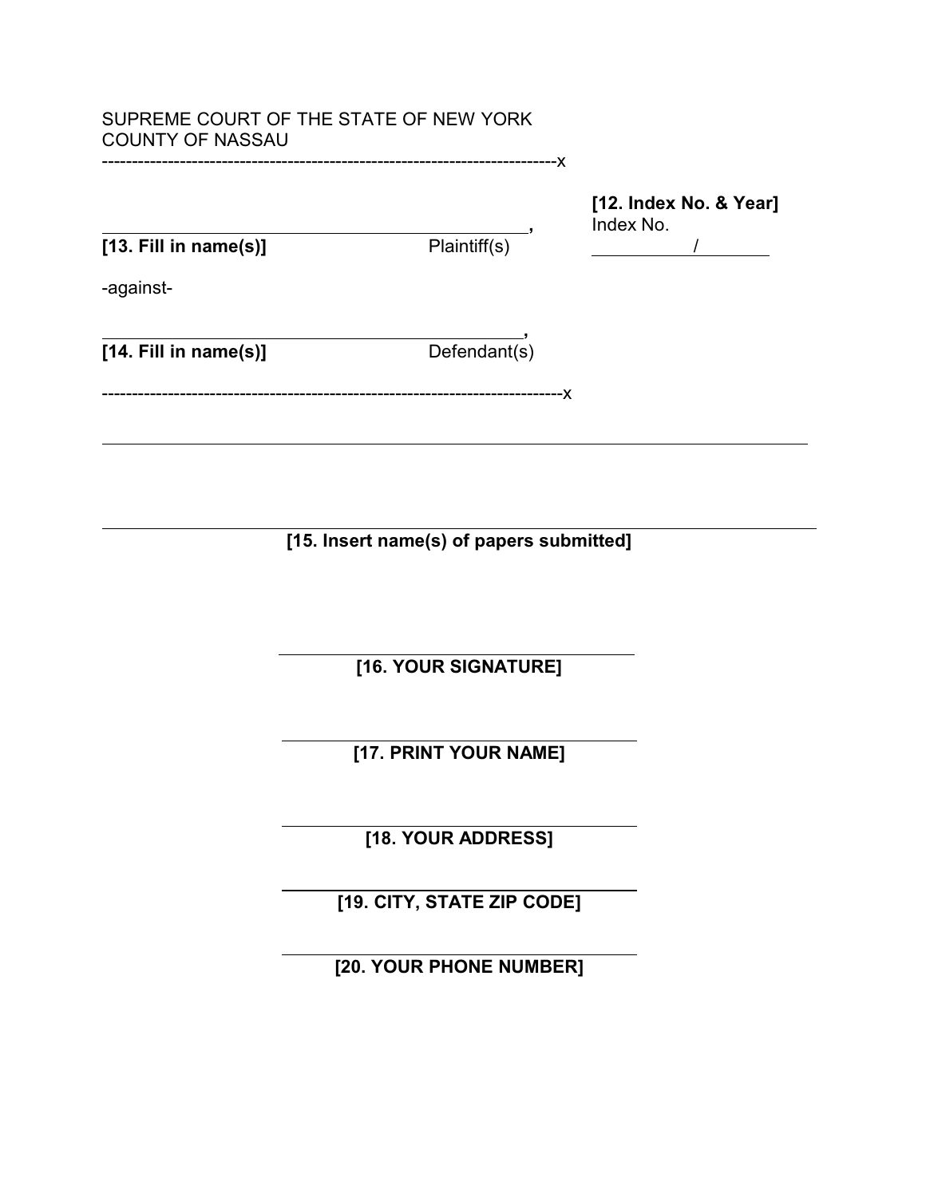SUPREME COURT OF THE STATE OF NEW YORK
COUNTY OF NASSAU

-----------------------------------------------------------------------x

**[12. Index No. & Year]**
Index No. ________/________

______________________________________________,
**[13. Fill in name(s)]** Plaintiff(s)

-against-

______________________________________________,
**[14. Fill in name(s)]** Defendant(s)

-----------------------------------------------------------------------x

______________________________________________________________________

______________________________________________________________________
**[15. Insert name(s) of papers submitted]**

______________________________________
**[16. YOUR SIGNATURE]**

______________________________________
**[17. PRINT YOUR NAME]**

______________________________________
**[18. YOUR ADDRESS]**

______________________________________
**[19. CITY, STATE ZIP CODE]**

______________________________________
**[20. YOUR PHONE NUMBER]**